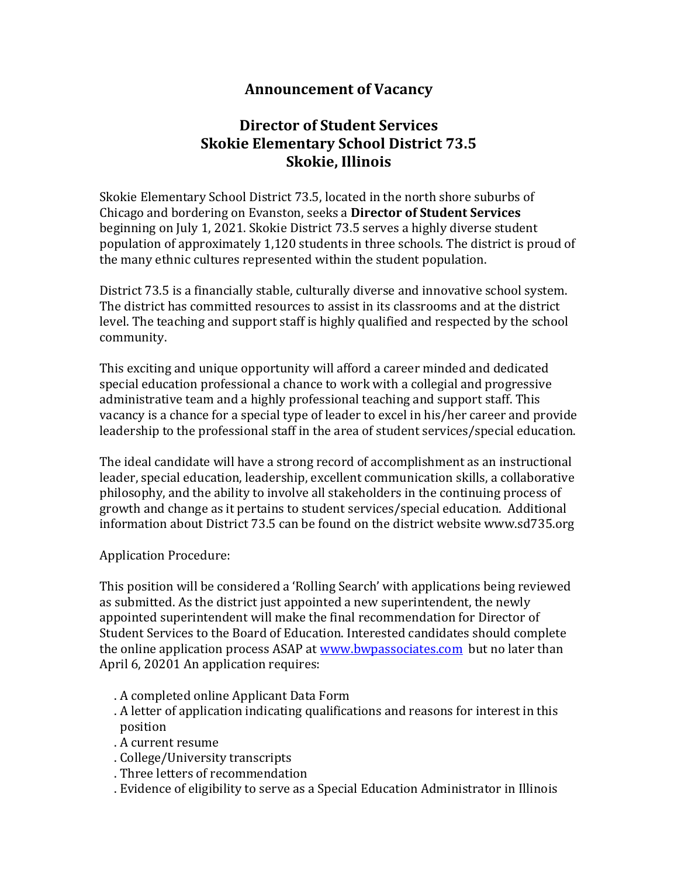# Announcement of Vacancy

## Director of Student Services
## Skokie Elementary School District 73.5
## Skokie, Illinois

Skokie Elementary School District 73.5, located in the north shore suburbs of Chicago and bordering on Evanston, seeks a **Director of Student Services** beginning on July 1, 2021. Skokie District 73.5 serves a highly diverse student population of approximately 1,120 students in three schools. The district is proud of the many ethnic cultures represented within the student population.

District 73.5 is a financially stable, culturally diverse and innovative school system. The district has committed resources to assist in its classrooms and at the district level. The teaching and support staff is highly qualified and respected by the school community.

This exciting and unique opportunity will afford a career minded and dedicated special education professional a chance to work with a collegial and progressive administrative team and a highly professional teaching and support staff. This vacancy is a chance for a special type of leader to excel in his/her career and provide leadership to the professional staff in the area of student services/special education.

The ideal candidate will have a strong record of accomplishment as an instructional leader, special education, leadership, excellent communication skills, a collaborative philosophy, and the ability to involve all stakeholders in the continuing process of growth and change as it pertains to student services/special education. Additional information about District 73.5 can be found on the district website www.sd735.org

Application Procedure:

This position will be considered a 'Rolling Search' with applications being reviewed as submitted. As the district just appointed a new superintendent, the newly appointed superintendent will make the final recommendation for Director of Student Services to the Board of Education. Interested candidates should complete the online application process ASAP at www.bwpassociates.com but no later than April 6, 20201 An application requires:

- A completed online Applicant Data Form
- A letter of application indicating qualifications and reasons for interest in this position
- A current resume
- College/University transcripts
- Three letters of recommendation
- Evidence of eligibility to serve as a Special Education Administrator in Illinois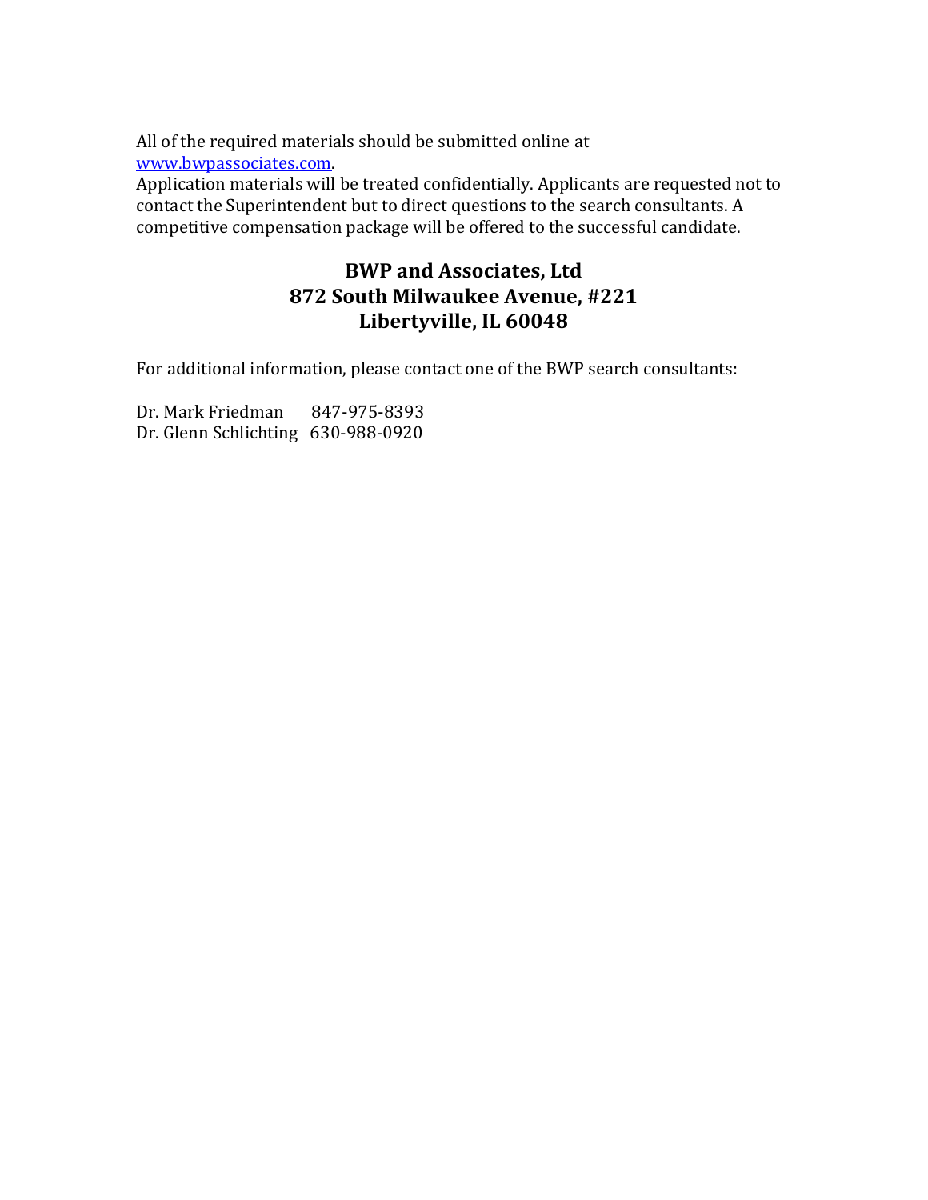All of the required materials should be submitted online at [www.bwpassociates.com](http://www.bwpassociates.com).
Application materials will be treated confidentially. Applicants are requested not to contact the Superintendent but to direct questions to the search consultants. A competitive compensation package will be offered to the successful candidate.

**BWP and Associates, Ltd**
**872 South Milwaukee Avenue, #221**
**Libertyville, IL 60048**

For additional information, please contact one of the BWP search consultants:

Dr. Mark Friedman 847-975-8393
Dr. Glenn Schlichting 630-988-0920